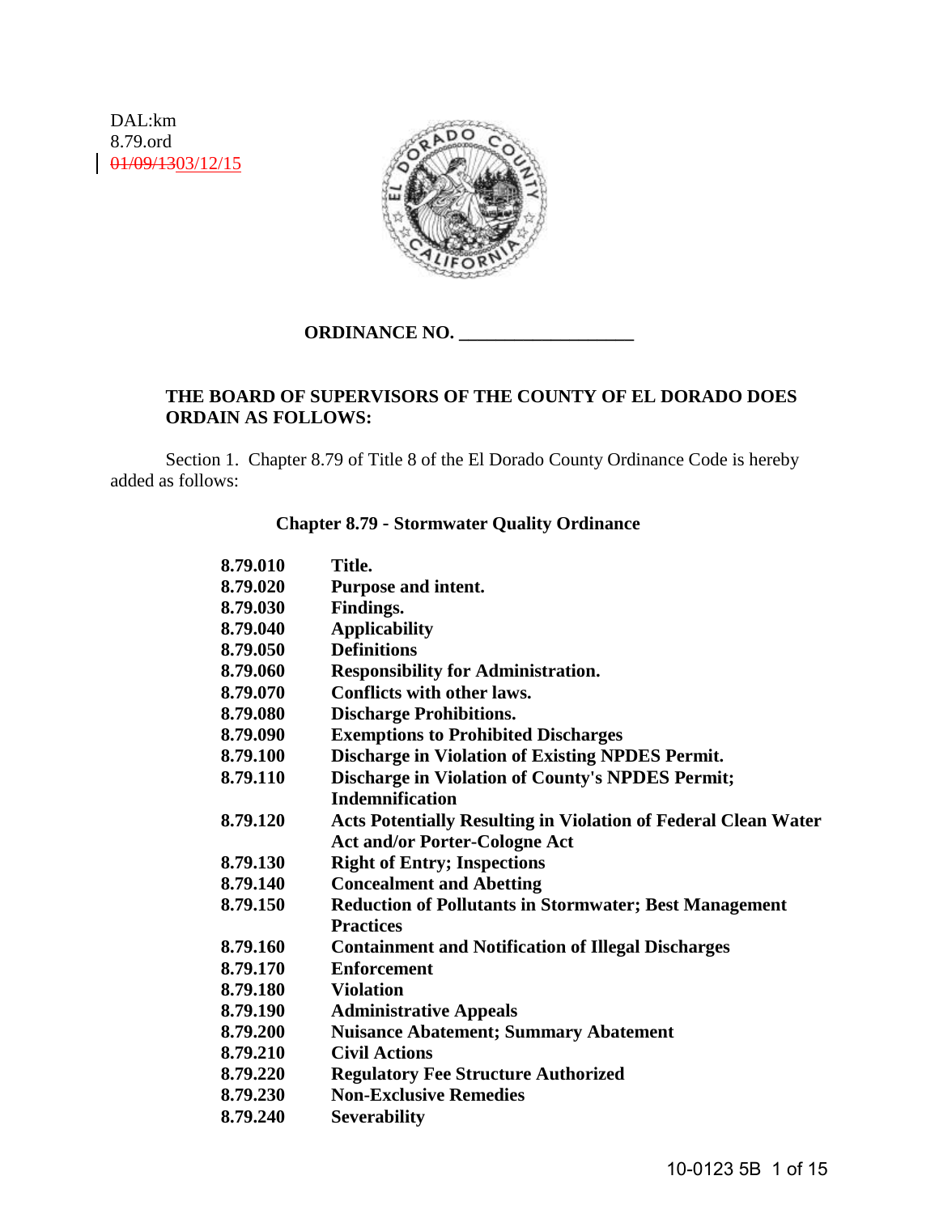DAL:km
8.79.ord
~~01/09/13~~03/12/15

**ORDINANCE NO. ___________________**

**THE BOARD OF SUPERVISORS OF THE COUNTY OF EL DORADO DOES ORDAIN AS FOLLOWS:**

Section 1. Chapter 8.79 of Title 8 of the El Dorado County Ordinance Code is hereby added as follows:

## Chapter 8.79 - Stormwater Quality Ordinance

| | |
|---|---|
| **8.79.010** | **Title.** |
| **8.79.020** | **Purpose and intent.** |
| **8.79.030** | **Findings.** |
| **8.79.040** | **Applicability** |
| **8.79.050** | **Definitions** |
| **8.79.060** | **Responsibility for Administration.** |
| **8.79.070** | **Conflicts with other laws.** |
| **8.79.080** | **Discharge Prohibitions.** |
| **8.79.090** | **Exemptions to Prohibited Discharges** |
| **8.79.100** | **Discharge in Violation of Existing NPDES Permit.** |
| **8.79.110** | **Discharge in Violation of County's NPDES Permit; Indemnification** |
| **8.79.120** | **Acts Potentially Resulting in Violation of Federal Clean Water Act and/or Porter-Cologne Act** |
| **8.79.130** | **Right of Entry; Inspections** |
| **8.79.140** | **Concealment and Abetting** |
| **8.79.150** | **Reduction of Pollutants in Stormwater; Best Management Practices** |
| **8.79.160** | **Containment and Notification of Illegal Discharges** |
| **8.79.170** | **Enforcement** |
| **8.79.180** | **Violation** |
| **8.79.190** | **Administrative Appeals** |
| **8.79.200** | **Nuisance Abatement; Summary Abatement** |
| **8.79.210** | **Civil Actions** |
| **8.79.220** | **Regulatory Fee Structure Authorized** |
| **8.79.230** | **Non-Exclusive Remedies** |
| **8.79.240** | **Severability** |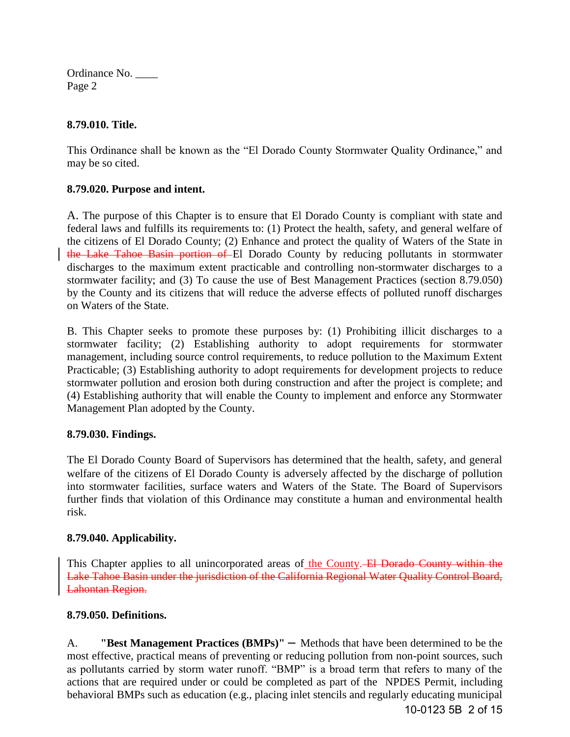**8.79.010. Title.**

This Ordinance shall be known as the “El Dorado County Stormwater Quality Ordinance,” and may be so cited.

**8.79.020. Purpose and intent.**

A. The purpose of this Chapter is to ensure that El Dorado County is compliant with state and federal laws and fulfills its requirements to: (1) Protect the health, safety, and general welfare of the citizens of El Dorado County; (2) Enhance and protect the quality of Waters of the State in ~~the Lake Tahoe Basin portion of~~ El Dorado County by reducing pollutants in stormwater discharges to the maximum extent practicable and controlling non-stormwater discharges to a stormwater facility; and (3) To cause the use of Best Management Practices (section 8.79.050) by the County and its citizens that will reduce the adverse effects of polluted runoff discharges on Waters of the State.

B. This Chapter seeks to promote these purposes by: (1) Prohibiting illicit discharges to a stormwater facility; (2) Establishing authority to adopt requirements for stormwater management, including source control requirements, to reduce pollution to the Maximum Extent Practicable; (3) Establishing authority to adopt requirements for development projects to reduce stormwater pollution and erosion both during construction and after the project is complete; and (4) Establishing authority that will enable the County to implement and enforce any Stormwater Management Plan adopted by the County.

**8.79.030. Findings.**

The El Dorado County Board of Supervisors has determined that the health, safety, and general welfare of the citizens of El Dorado County is adversely affected by the discharge of pollution into stormwater facilities, surface waters and Waters of the State. The Board of Supervisors further finds that violation of this Ordinance may constitute a human and environmental health risk.

**8.79.040. Applicability.**

This Chapter applies to all unincorporated areas of the County. ~~El Dorado County within the Lake Tahoe Basin under the jurisdiction of the California Regional Water Quality Control Board, Lahontan Region.~~

**8.79.050. Definitions.**

A. **"Best Management Practices (BMPs)"** – Methods that have been determined to be the most effective, practical means of preventing or reducing pollution from non-point sources, such as pollutants carried by storm water runoff. “BMP” is a broad term that refers to many of the actions that are required under or could be completed as part of the NPDES Permit, including behavioral BMPs such as education (e.g., placing inlet stencils and regularly educating municipal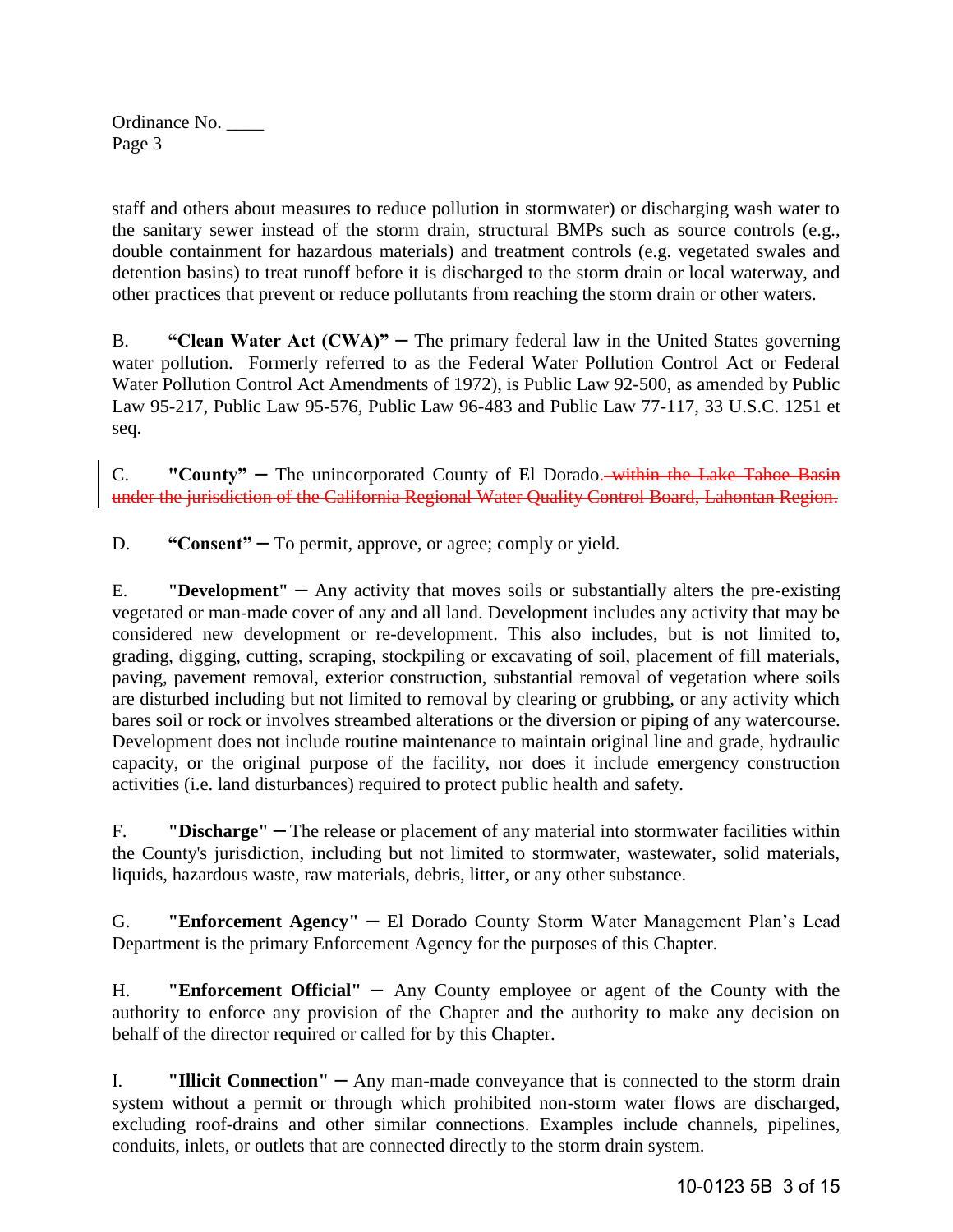staff and others about measures to reduce pollution in stormwater) or discharging wash water to the sanitary sewer instead of the storm drain, structural BMPs such as source controls (e.g., double containment for hazardous materials) and treatment controls (e.g. vegetated swales and detention basins) to treat runoff before it is discharged to the storm drain or local waterway, and other practices that prevent or reduce pollutants from reaching the storm drain or other waters.

B. **"Clean Water Act (CWA)"** ─ The primary federal law in the United States governing water pollution. Formerly referred to as the Federal Water Pollution Control Act or Federal Water Pollution Control Act Amendments of 1972), is Public Law 92-500, as amended by Public Law 95-217, Public Law 95-576, Public Law 96-483 and Public Law 77-117, 33 U.S.C. 1251 et seq.

C. **"County"** ─ The unincorporated County of El Dorado. ~~within the Lake Tahoe Basin under the jurisdiction of the California Regional Water Quality Control Board, Lahontan Region.~~

D. **"Consent"** ─ To permit, approve, or agree; comply or yield.

E. **"Development"** ─ Any activity that moves soils or substantially alters the pre-existing vegetated or man-made cover of any and all land. Development includes any activity that may be considered new development or re-development. This also includes, but is not limited to, grading, digging, cutting, scraping, stockpiling or excavating of soil, placement of fill materials, paving, pavement removal, exterior construction, substantial removal of vegetation where soils are disturbed including but not limited to removal by clearing or grubbing, or any activity which bares soil or rock or involves streambed alterations or the diversion or piping of any watercourse. Development does not include routine maintenance to maintain original line and grade, hydraulic capacity, or the original purpose of the facility, nor does it include emergency construction activities (i.e. land disturbances) required to protect public health and safety.

F. **"Discharge"** ─ The release or placement of any material into stormwater facilities within the County's jurisdiction, including but not limited to stormwater, wastewater, solid materials, liquids, hazardous waste, raw materials, debris, litter, or any other substance.

G. **"Enforcement Agency"** ─ El Dorado County Storm Water Management Plan's Lead Department is the primary Enforcement Agency for the purposes of this Chapter.

H. **"Enforcement Official"** ─ Any County employee or agent of the County with the authority to enforce any provision of the Chapter and the authority to make any decision on behalf of the director required or called for by this Chapter.

I. **"Illicit Connection"** ─ Any man-made conveyance that is connected to the storm drain system without a permit or through which prohibited non-storm water flows are discharged, excluding roof-drains and other similar connections. Examples include channels, pipelines, conduits, inlets, or outlets that are connected directly to the storm drain system.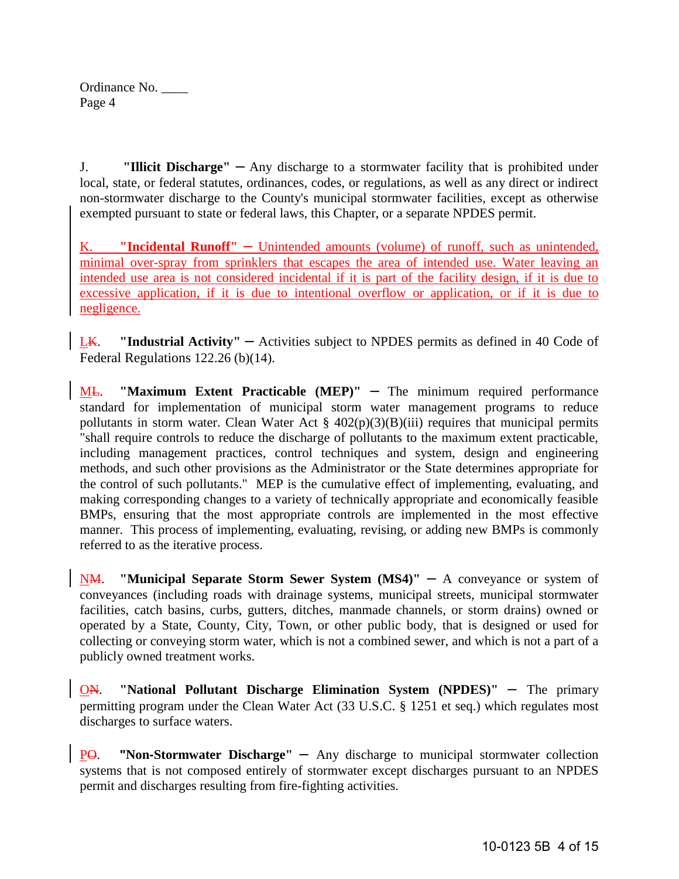J. **"Illicit Discharge"** – Any discharge to a stormwater facility that is prohibited under local, state, or federal statutes, ordinances, codes, or regulations, as well as any direct or indirect non-stormwater discharge to the County's municipal stormwater facilities, except as otherwise exempted pursuant to state or federal laws, this Chapter, or a separate NPDES permit.

K. **"Incidental Runoff"** – Unintended amounts (volume) of runoff, such as unintended, minimal over-spray from sprinklers that escapes the area of intended use. Water leaving an intended use area is not considered incidental if it is part of the facility design, if it is due to excessive application, if it is due to intentional overflow or application, or if it is due to negligence.

L~~K~~. **"Industrial Activity"** – Activities subject to NPDES permits as defined in 40 Code of Federal Regulations 122.26 (b)(14).

M~~L~~. **"Maximum Extent Practicable (MEP)"** – The minimum required performance standard for implementation of municipal storm water management programs to reduce pollutants in storm water. Clean Water Act § 402(p)(3)(B)(iii) requires that municipal permits "shall require controls to reduce the discharge of pollutants to the maximum extent practicable, including management practices, control techniques and system, design and engineering methods, and such other provisions as the Administrator or the State determines appropriate for the control of such pollutants." MEP is the cumulative effect of implementing, evaluating, and making corresponding changes to a variety of technically appropriate and economically feasible BMPs, ensuring that the most appropriate controls are implemented in the most effective manner. This process of implementing, evaluating, revising, or adding new BMPs is commonly referred to as the iterative process.

N~~M~~. **"Municipal Separate Storm Sewer System (MS4)"** – A conveyance or system of conveyances (including roads with drainage systems, municipal streets, municipal stormwater facilities, catch basins, curbs, gutters, ditches, manmade channels, or storm drains) owned or operated by a State, County, City, Town, or other public body, that is designed or used for collecting or conveying storm water, which is not a combined sewer, and which is not a part of a publicly owned treatment works.

O~~N~~. **"National Pollutant Discharge Elimination System (NPDES)"** – The primary permitting program under the Clean Water Act (33 U.S.C. § 1251 et seq.) which regulates most discharges to surface waters.

P~~O~~. **"Non-Stormwater Discharge"** – Any discharge to municipal stormwater collection systems that is not composed entirely of stormwater except discharges pursuant to an NPDES permit and discharges resulting from fire-fighting activities.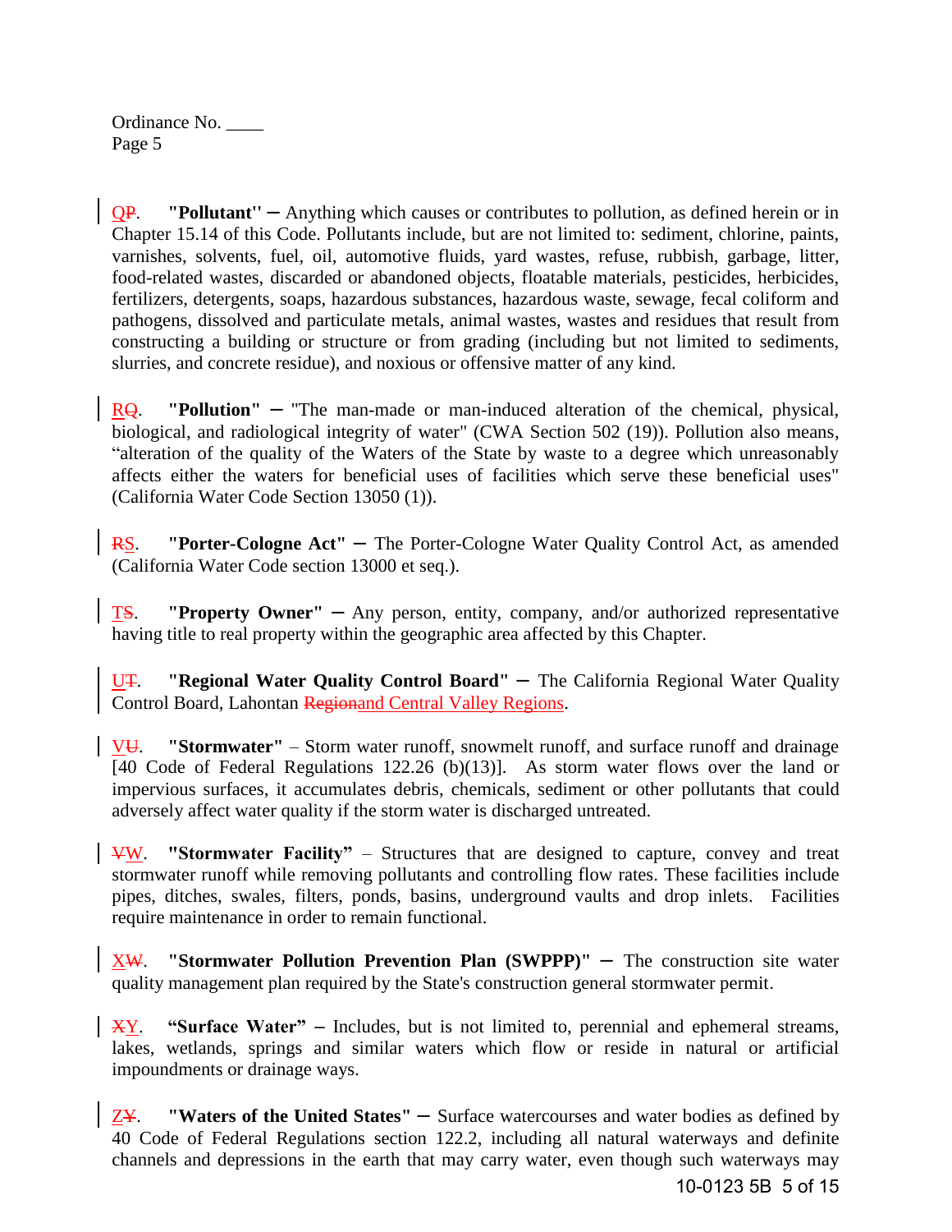QP. **"Pollutant''** – Anything which causes or contributes to pollution, as defined herein or in Chapter 15.14 of this Code. Pollutants include, but are not limited to: sediment, chlorine, paints, varnishes, solvents, fuel, oil, automotive fluids, yard wastes, refuse, rubbish, garbage, litter, food-related wastes, discarded or abandoned objects, floatable materials, pesticides, herbicides, fertilizers, detergents, soaps, hazardous substances, hazardous waste, sewage, fecal coliform and pathogens, dissolved and particulate metals, animal wastes, wastes and residues that result from constructing a building or structure or from grading (including but not limited to sediments, slurries, and concrete residue), and noxious or offensive matter of any kind.

RQ. **"Pollution"** – "The man-made or man-induced alteration of the chemical, physical, biological, and radiological integrity of water" (CWA Section 502 (19)). Pollution also means, "alteration of the quality of the Waters of the State by waste to a degree which unreasonably affects either the waters for beneficial uses of facilities which serve these beneficial uses" (California Water Code Section 13050 (1)).

RS. **"Porter-Cologne Act"** – The Porter-Cologne Water Quality Control Act, as amended (California Water Code section 13000 et seq.).

TS. **"Property Owner"** – Any person, entity, company, and/or authorized representative having title to real property within the geographic area affected by this Chapter.

UT. **"Regional Water Quality Control Board"** – The California Regional Water Quality Control Board, Lahontan Regionand Central Valley Regions.

VU. **"Stormwater"** – Storm water runoff, snowmelt runoff, and surface runoff and drainage [40 Code of Federal Regulations 122.26 (b)(13)]. As storm water flows over the land or impervious surfaces, it accumulates debris, chemicals, sediment or other pollutants that could adversely affect water quality if the storm water is discharged untreated.

VW. **"Stormwater Facility"** – Structures that are designed to capture, convey and treat stormwater runoff while removing pollutants and controlling flow rates. These facilities include pipes, ditches, swales, filters, ponds, basins, underground vaults and drop inlets. Facilities require maintenance in order to remain functional.

XW. **"Stormwater Pollution Prevention Plan (SWPPP)"** – The construction site water quality management plan required by the State's construction general stormwater permit.

XY. **"Surface Water"** – Includes, but is not limited to, perennial and ephemeral streams, lakes, wetlands, springs and similar waters which flow or reside in natural or artificial impoundments or drainage ways.

ZY. **"Waters of the United States"** – Surface watercourses and water bodies as defined by 40 Code of Federal Regulations section 122.2, including all natural waterways and definite channels and depressions in the earth that may carry water, even though such waterways may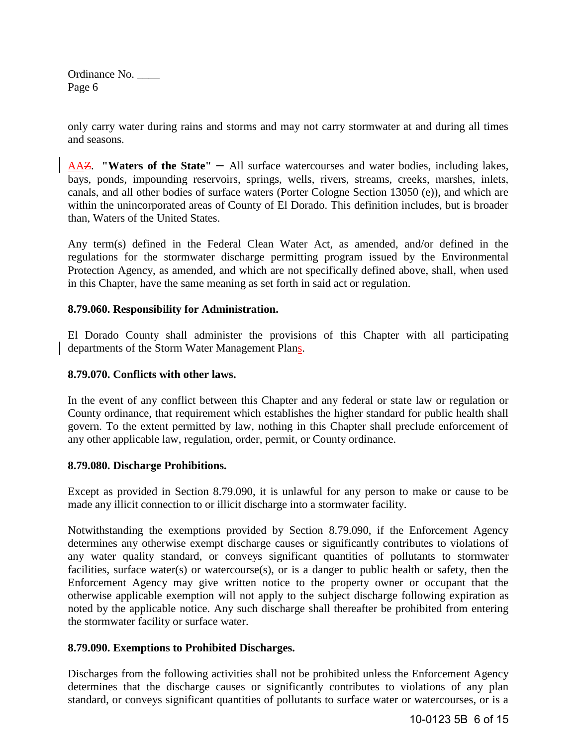only carry water during rains and storms and may not carry stormwater at and during all times and seasons.

AAZ. **"Waters of the State"** – All surface watercourses and water bodies, including lakes, bays, ponds, impounding reservoirs, springs, wells, rivers, streams, creeks, marshes, inlets, canals, and all other bodies of surface waters (Porter Cologne Section 13050 (e)), and which are within the unincorporated areas of County of El Dorado. This definition includes, but is broader than, Waters of the United States.

Any term(s) defined in the Federal Clean Water Act, as amended, and/or defined in the regulations for the stormwater discharge permitting program issued by the Environmental Protection Agency, as amended, and which are not specifically defined above, shall, when used in this Chapter, have the same meaning as set forth in said act or regulation.

**8.79.060. Responsibility for Administration.**

El Dorado County shall administer the provisions of this Chapter with all participating departments of the Storm Water Management Plans.

**8.79.070. Conflicts with other laws.**

In the event of any conflict between this Chapter and any federal or state law or regulation or County ordinance, that requirement which establishes the higher standard for public health shall govern. To the extent permitted by law, nothing in this Chapter shall preclude enforcement of any other applicable law, regulation, order, permit, or County ordinance.

**8.79.080. Discharge Prohibitions.**

Except as provided in Section 8.79.090, it is unlawful for any person to make or cause to be made any illicit connection to or illicit discharge into a stormwater facility.

Notwithstanding the exemptions provided by Section 8.79.090, if the Enforcement Agency determines any otherwise exempt discharge causes or significantly contributes to violations of any water quality standard, or conveys significant quantities of pollutants to stormwater facilities, surface water(s) or watercourse(s), or is a danger to public health or safety, then the Enforcement Agency may give written notice to the property owner or occupant that the otherwise applicable exemption will not apply to the subject discharge following expiration as noted by the applicable notice. Any such discharge shall thereafter be prohibited from entering the stormwater facility or surface water.

**8.79.090. Exemptions to Prohibited Discharges.**

Discharges from the following activities shall not be prohibited unless the Enforcement Agency determines that the discharge causes or significantly contributes to violations of any plan standard, or conveys significant quantities of pollutants to surface water or watercourses, or is a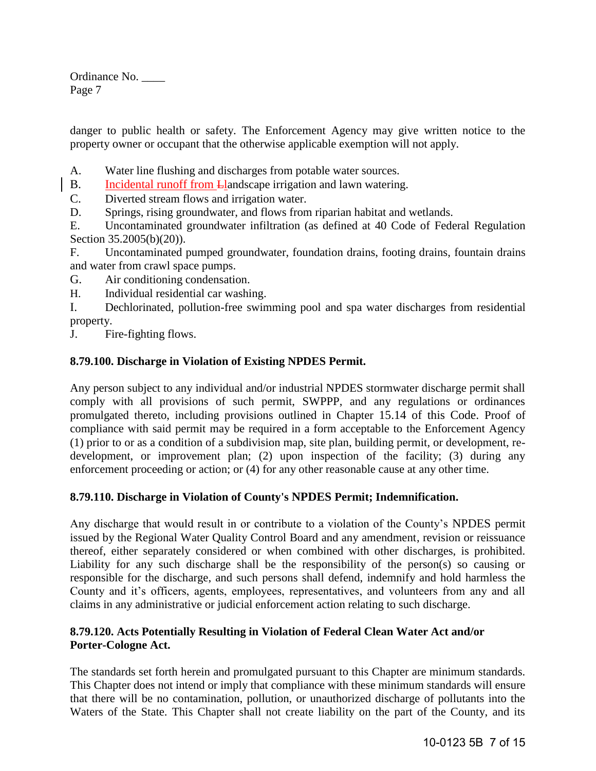danger to public health or safety. The Enforcement Agency may give written notice to the property owner or occupant that the otherwise applicable exemption will not apply.

A. Water line flushing and discharges from potable water sources.

B. Incidental runoff from ~~L~~landscape irrigation and lawn watering.

C. Diverted stream flows and irrigation water.

D. Springs, rising groundwater, and flows from riparian habitat and wetlands.

E. Uncontaminated groundwater infiltration (as defined at 40 Code of Federal Regulation Section 35.2005(b)(20)).

F. Uncontaminated pumped groundwater, foundation drains, footing drains, fountain drains and water from crawl space pumps.

G. Air conditioning condensation.

H. Individual residential car washing.

I. Dechlorinated, pollution-free swimming pool and spa water discharges from residential property.

J. Fire-fighting flows.

**8.79.100. Discharge in Violation of Existing NPDES Permit.**

Any person subject to any individual and/or industrial NPDES stormwater discharge permit shall comply with all provisions of such permit, SWPPP, and any regulations or ordinances promulgated thereto, including provisions outlined in Chapter 15.14 of this Code. Proof of compliance with said permit may be required in a form acceptable to the Enforcement Agency (1) prior to or as a condition of a subdivision map, site plan, building permit, or development, re-development, or improvement plan; (2) upon inspection of the facility; (3) during any enforcement proceeding or action; or (4) for any other reasonable cause at any other time.

**8.79.110. Discharge in Violation of County's NPDES Permit; Indemnification.**

Any discharge that would result in or contribute to a violation of the County's NPDES permit issued by the Regional Water Quality Control Board and any amendment, revision or reissuance thereof, either separately considered or when combined with other discharges, is prohibited. Liability for any such discharge shall be the responsibility of the person(s) so causing or responsible for the discharge, and such persons shall defend, indemnify and hold harmless the County and it's officers, agents, employees, representatives, and volunteers from any and all claims in any administrative or judicial enforcement action relating to such discharge.

**8.79.120. Acts Potentially Resulting in Violation of Federal Clean Water Act and/or Porter-Cologne Act.**

The standards set forth herein and promulgated pursuant to this Chapter are minimum standards. This Chapter does not intend or imply that compliance with these minimum standards will ensure that there will be no contamination, pollution, or unauthorized discharge of pollutants into the Waters of the State. This Chapter shall not create liability on the part of the County, and its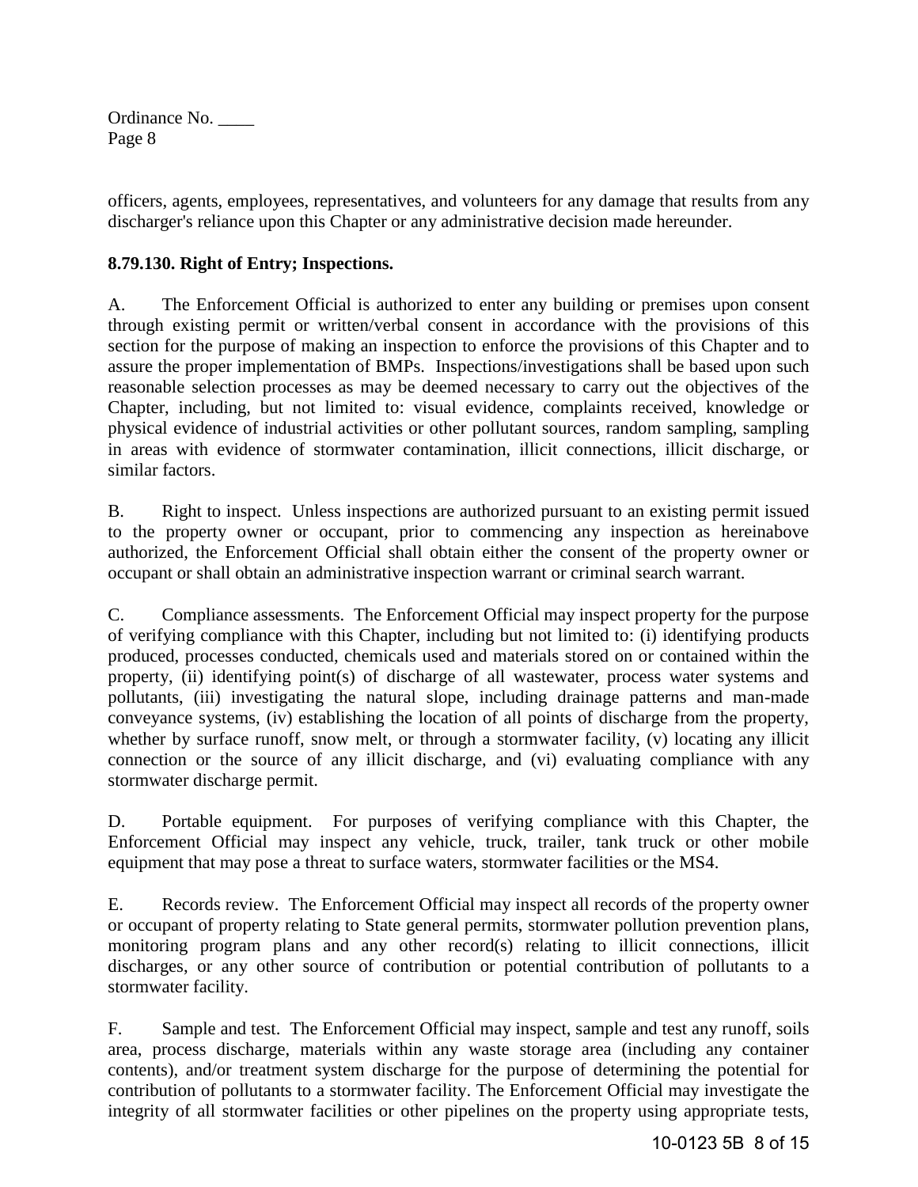officers, agents, employees, representatives, and volunteers for any damage that results from any discharger's reliance upon this Chapter or any administrative decision made hereunder.

**8.79.130. Right of Entry; Inspections.**

A. The Enforcement Official is authorized to enter any building or premises upon consent through existing permit or written/verbal consent in accordance with the provisions of this section for the purpose of making an inspection to enforce the provisions of this Chapter and to assure the proper implementation of BMPs. Inspections/investigations shall be based upon such reasonable selection processes as may be deemed necessary to carry out the objectives of the Chapter, including, but not limited to: visual evidence, complaints received, knowledge or physical evidence of industrial activities or other pollutant sources, random sampling, sampling in areas with evidence of stormwater contamination, illicit connections, illicit discharge, or similar factors.

B. Right to inspect. Unless inspections are authorized pursuant to an existing permit issued to the property owner or occupant, prior to commencing any inspection as hereinabove authorized, the Enforcement Official shall obtain either the consent of the property owner or occupant or shall obtain an administrative inspection warrant or criminal search warrant.

C. Compliance assessments. The Enforcement Official may inspect property for the purpose of verifying compliance with this Chapter, including but not limited to: (i) identifying products produced, processes conducted, chemicals used and materials stored on or contained within the property, (ii) identifying point(s) of discharge of all wastewater, process water systems and pollutants, (iii) investigating the natural slope, including drainage patterns and man-made conveyance systems, (iv) establishing the location of all points of discharge from the property, whether by surface runoff, snow melt, or through a stormwater facility, (v) locating any illicit connection or the source of any illicit discharge, and (vi) evaluating compliance with any stormwater discharge permit.

D. Portable equipment. For purposes of verifying compliance with this Chapter, the Enforcement Official may inspect any vehicle, truck, trailer, tank truck or other mobile equipment that may pose a threat to surface waters, stormwater facilities or the MS4.

E. Records review. The Enforcement Official may inspect all records of the property owner or occupant of property relating to State general permits, stormwater pollution prevention plans, monitoring program plans and any other record(s) relating to illicit connections, illicit discharges, or any other source of contribution or potential contribution of pollutants to a stormwater facility.

F. Sample and test. The Enforcement Official may inspect, sample and test any runoff, soils area, process discharge, materials within any waste storage area (including any container contents), and/or treatment system discharge for the purpose of determining the potential for contribution of pollutants to a stormwater facility. The Enforcement Official may investigate the integrity of all stormwater facilities or other pipelines on the property using appropriate tests,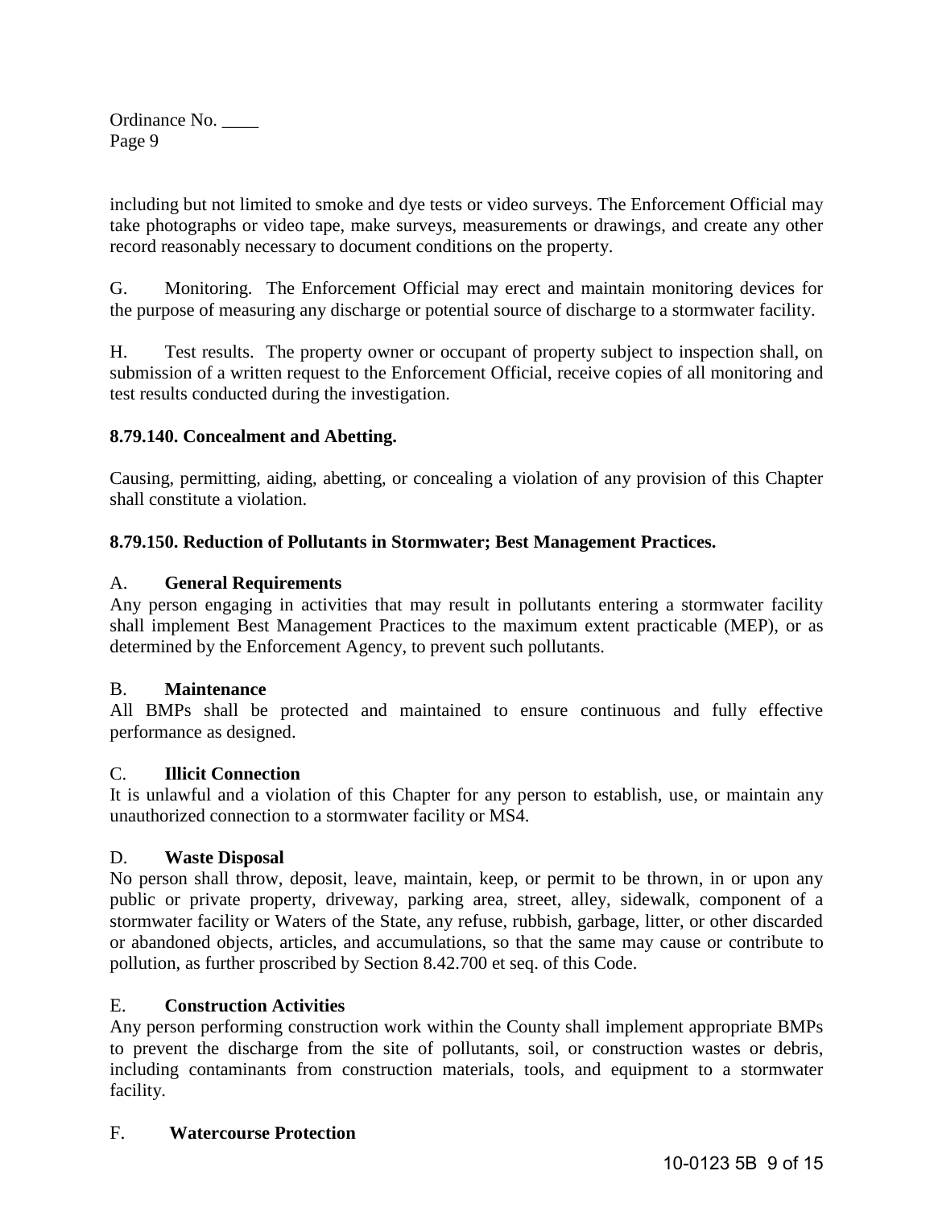including but not limited to smoke and dye tests or video surveys. The Enforcement Official may take photographs or video tape, make surveys, measurements or drawings, and create any other record reasonably necessary to document conditions on the property.

G. Monitoring. The Enforcement Official may erect and maintain monitoring devices for the purpose of measuring any discharge or potential source of discharge to a stormwater facility.

H. Test results. The property owner or occupant of property subject to inspection shall, on submission of a written request to the Enforcement Official, receive copies of all monitoring and test results conducted during the investigation.

**8.79.140. Concealment and Abetting.**

Causing, permitting, aiding, abetting, or concealing a violation of any provision of this Chapter shall constitute a violation.

**8.79.150. Reduction of Pollutants in Stormwater; Best Management Practices.**

A. **General Requirements**
Any person engaging in activities that may result in pollutants entering a stormwater facility shall implement Best Management Practices to the maximum extent practicable (MEP), or as determined by the Enforcement Agency, to prevent such pollutants.

B. **Maintenance**
All BMPs shall be protected and maintained to ensure continuous and fully effective performance as designed.

C. **Illicit Connection**
It is unlawful and a violation of this Chapter for any person to establish, use, or maintain any unauthorized connection to a stormwater facility or MS4.

D. **Waste Disposal**
No person shall throw, deposit, leave, maintain, keep, or permit to be thrown, in or upon any public or private property, driveway, parking area, street, alley, sidewalk, component of a stormwater facility or Waters of the State, any refuse, rubbish, garbage, litter, or other discarded or abandoned objects, articles, and accumulations, so that the same may cause or contribute to pollution, as further proscribed by Section 8.42.700 et seq. of this Code.

E. **Construction Activities**
Any person performing construction work within the County shall implement appropriate BMPs to prevent the discharge from the site of pollutants, soil, or construction wastes or debris, including contaminants from construction materials, tools, and equipment to a stormwater facility.

F. **Watercourse Protection**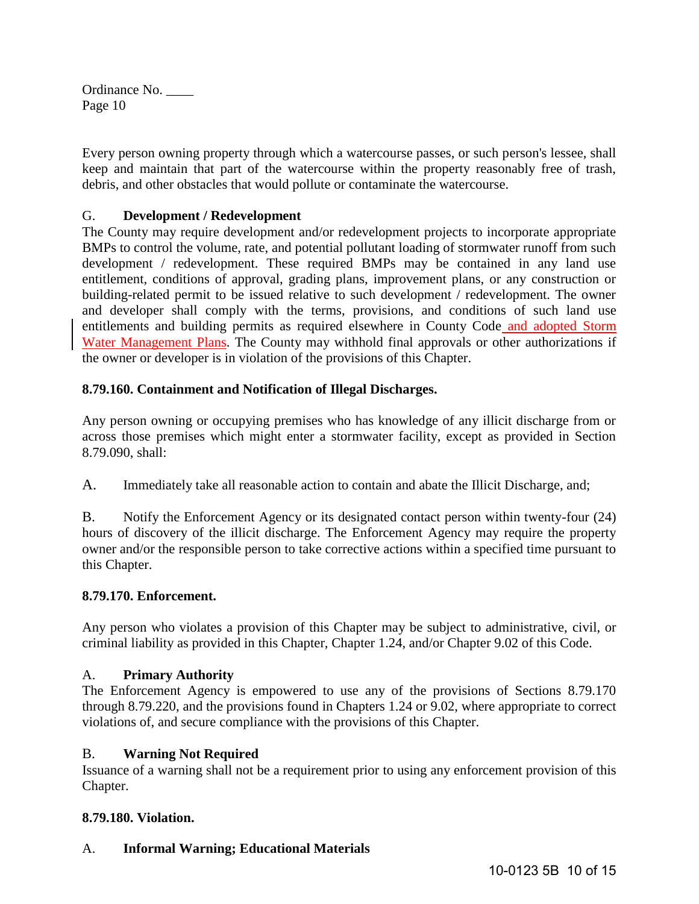Every person owning property through which a watercourse passes, or such person's lessee, shall keep and maintain that part of the watercourse within the property reasonably free of trash, debris, and other obstacles that would pollute or contaminate the watercourse.

G. **Development / Redevelopment**
The County may require development and/or redevelopment projects to incorporate appropriate BMPs to control the volume, rate, and potential pollutant loading of stormwater runoff from such development / redevelopment. These required BMPs may be contained in any land use entitlement, conditions of approval, grading plans, improvement plans, or any construction or building-related permit to be issued relative to such development / redevelopment. The owner and developer shall comply with the terms, provisions, and conditions of such land use entitlements and building permits as required elsewhere in County Code and adopted Storm Water Management Plans. The County may withhold final approvals or other authorizations if the owner or developer is in violation of the provisions of this Chapter.

**8.79.160. Containment and Notification of Illegal Discharges.**

Any person owning or occupying premises who has knowledge of any illicit discharge from or across those premises which might enter a stormwater facility, except as provided in Section 8.79.090, shall:

A. Immediately take all reasonable action to contain and abate the Illicit Discharge, and;

B. Notify the Enforcement Agency or its designated contact person within twenty-four (24) hours of discovery of the illicit discharge. The Enforcement Agency may require the property owner and/or the responsible person to take corrective actions within a specified time pursuant to this Chapter.

**8.79.170. Enforcement.**

Any person who violates a provision of this Chapter may be subject to administrative, civil, or criminal liability as provided in this Chapter, Chapter 1.24, and/or Chapter 9.02 of this Code.

A. **Primary Authority**
The Enforcement Agency is empowered to use any of the provisions of Sections 8.79.170 through 8.79.220, and the provisions found in Chapters 1.24 or 9.02, where appropriate to correct violations of, and secure compliance with the provisions of this Chapter.

B. **Warning Not Required**
Issuance of a warning shall not be a requirement prior to using any enforcement provision of this Chapter.

**8.79.180. Violation.**

A. **Informal Warning; Educational Materials**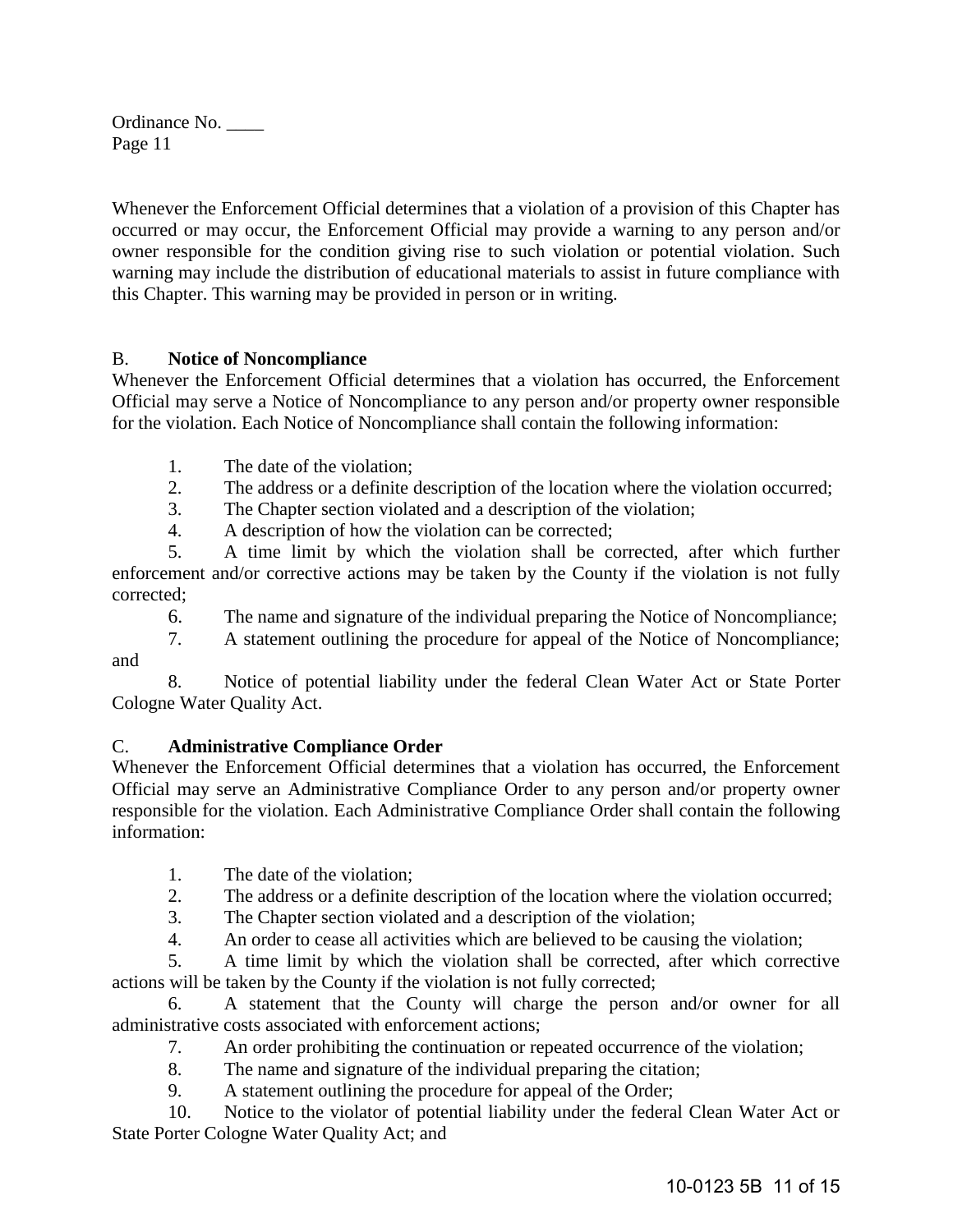Whenever the Enforcement Official determines that a violation of a provision of this Chapter has occurred or may occur, the Enforcement Official may provide a warning to any person and/or owner responsible for the condition giving rise to such violation or potential violation. Such warning may include the distribution of educational materials to assist in future compliance with this Chapter. This warning may be provided in person or in writing.

B. **Notice of Noncompliance**

Whenever the Enforcement Official determines that a violation has occurred, the Enforcement Official may serve a Notice of Noncompliance to any person and/or property owner responsible for the violation. Each Notice of Noncompliance shall contain the following information:

1. The date of the violation;
2. The address or a definite description of the location where the violation occurred;
3. The Chapter section violated and a description of the violation;
4. A description of how the violation can be corrected;
5. A time limit by which the violation shall be corrected, after which further enforcement and/or corrective actions may be taken by the County if the violation is not fully corrected;
6. The name and signature of the individual preparing the Notice of Noncompliance;
7. A statement outlining the procedure for appeal of the Notice of Noncompliance; and
8. Notice of potential liability under the federal Clean Water Act or State Porter Cologne Water Quality Act.

C. **Administrative Compliance Order**

Whenever the Enforcement Official determines that a violation has occurred, the Enforcement Official may serve an Administrative Compliance Order to any person and/or property owner responsible for the violation. Each Administrative Compliance Order shall contain the following information:

1. The date of the violation;
2. The address or a definite description of the location where the violation occurred;
3. The Chapter section violated and a description of the violation;
4. An order to cease all activities which are believed to be causing the violation;
5. A time limit by which the violation shall be corrected, after which corrective actions will be taken by the County if the violation is not fully corrected;
6. A statement that the County will charge the person and/or owner for all administrative costs associated with enforcement actions;
7. An order prohibiting the continuation or repeated occurrence of the violation;
8. The name and signature of the individual preparing the citation;
9. A statement outlining the procedure for appeal of the Order;
10. Notice to the violator of potential liability under the federal Clean Water Act or State Porter Cologne Water Quality Act; and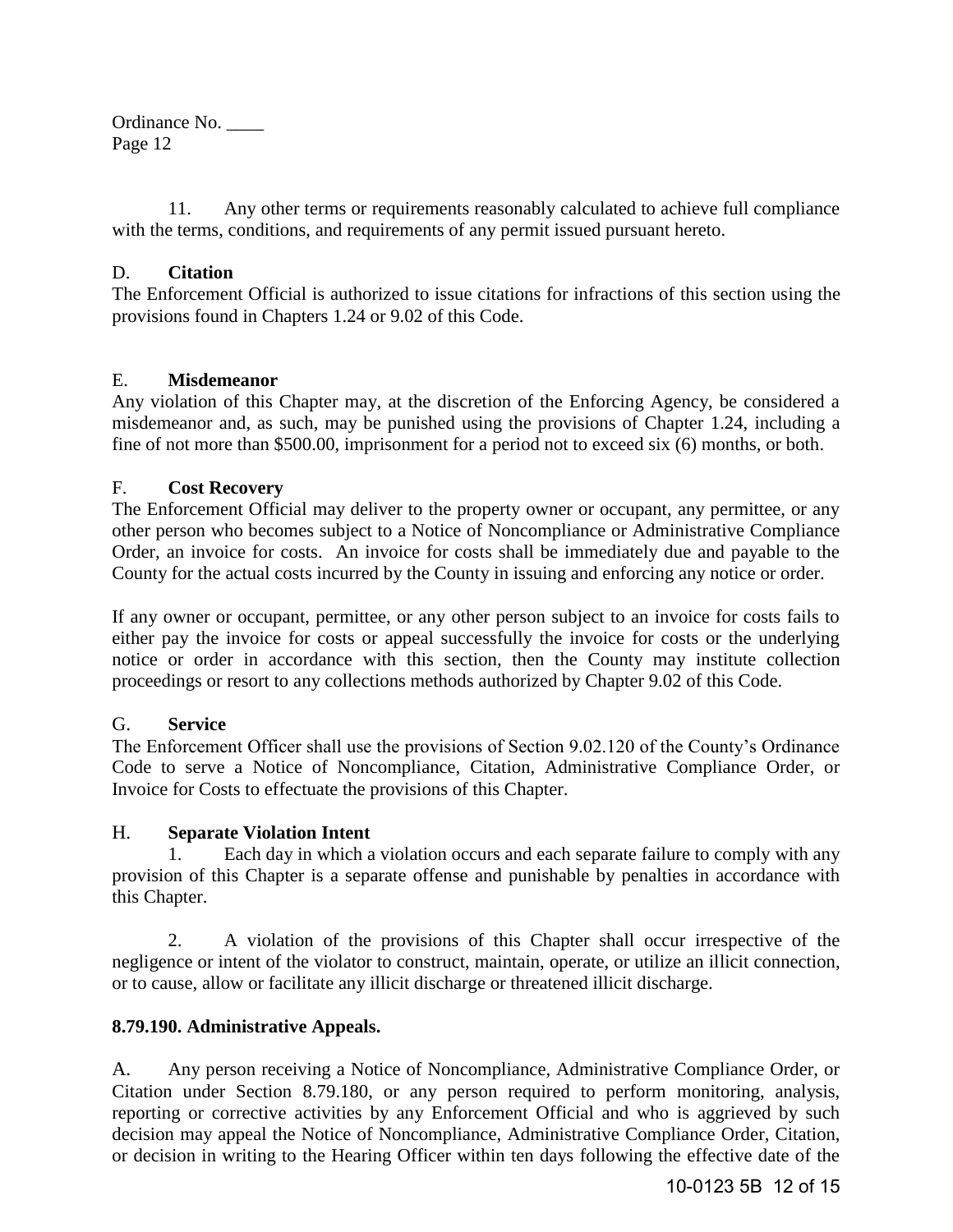11. Any other terms or requirements reasonably calculated to achieve full compliance with the terms, conditions, and requirements of any permit issued pursuant hereto.

D. **Citation**

The Enforcement Official is authorized to issue citations for infractions of this section using the provisions found in Chapters 1.24 or 9.02 of this Code.

E. **Misdemeanor**

Any violation of this Chapter may, at the discretion of the Enforcing Agency, be considered a misdemeanor and, as such, may be punished using the provisions of Chapter 1.24, including a fine of not more than $500.00, imprisonment for a period not to exceed six (6) months, or both.

F. **Cost Recovery**

The Enforcement Official may deliver to the property owner or occupant, any permittee, or any other person who becomes subject to a Notice of Noncompliance or Administrative Compliance Order, an invoice for costs. An invoice for costs shall be immediately due and payable to the County for the actual costs incurred by the County in issuing and enforcing any notice or order.

If any owner or occupant, permittee, or any other person subject to an invoice for costs fails to either pay the invoice for costs or appeal successfully the invoice for costs or the underlying notice or order in accordance with this section, then the County may institute collection proceedings or resort to any collections methods authorized by Chapter 9.02 of this Code.

G. **Service**

The Enforcement Officer shall use the provisions of Section 9.02.120 of the County's Ordinance Code to serve a Notice of Noncompliance, Citation, Administrative Compliance Order, or Invoice for Costs to effectuate the provisions of this Chapter.

H. **Separate Violation Intent**

1. Each day in which a violation occurs and each separate failure to comply with any provision of this Chapter is a separate offense and punishable by penalties in accordance with this Chapter.

2. A violation of the provisions of this Chapter shall occur irrespective of the negligence or intent of the violator to construct, maintain, operate, or utilize an illicit connection, or to cause, allow or facilitate any illicit discharge or threatened illicit discharge.

**8.79.190. Administrative Appeals.**

A. Any person receiving a Notice of Noncompliance, Administrative Compliance Order, or Citation under Section 8.79.180, or any person required to perform monitoring, analysis, reporting or corrective activities by any Enforcement Official and who is aggrieved by such decision may appeal the Notice of Noncompliance, Administrative Compliance Order, Citation, or decision in writing to the Hearing Officer within ten days following the effective date of the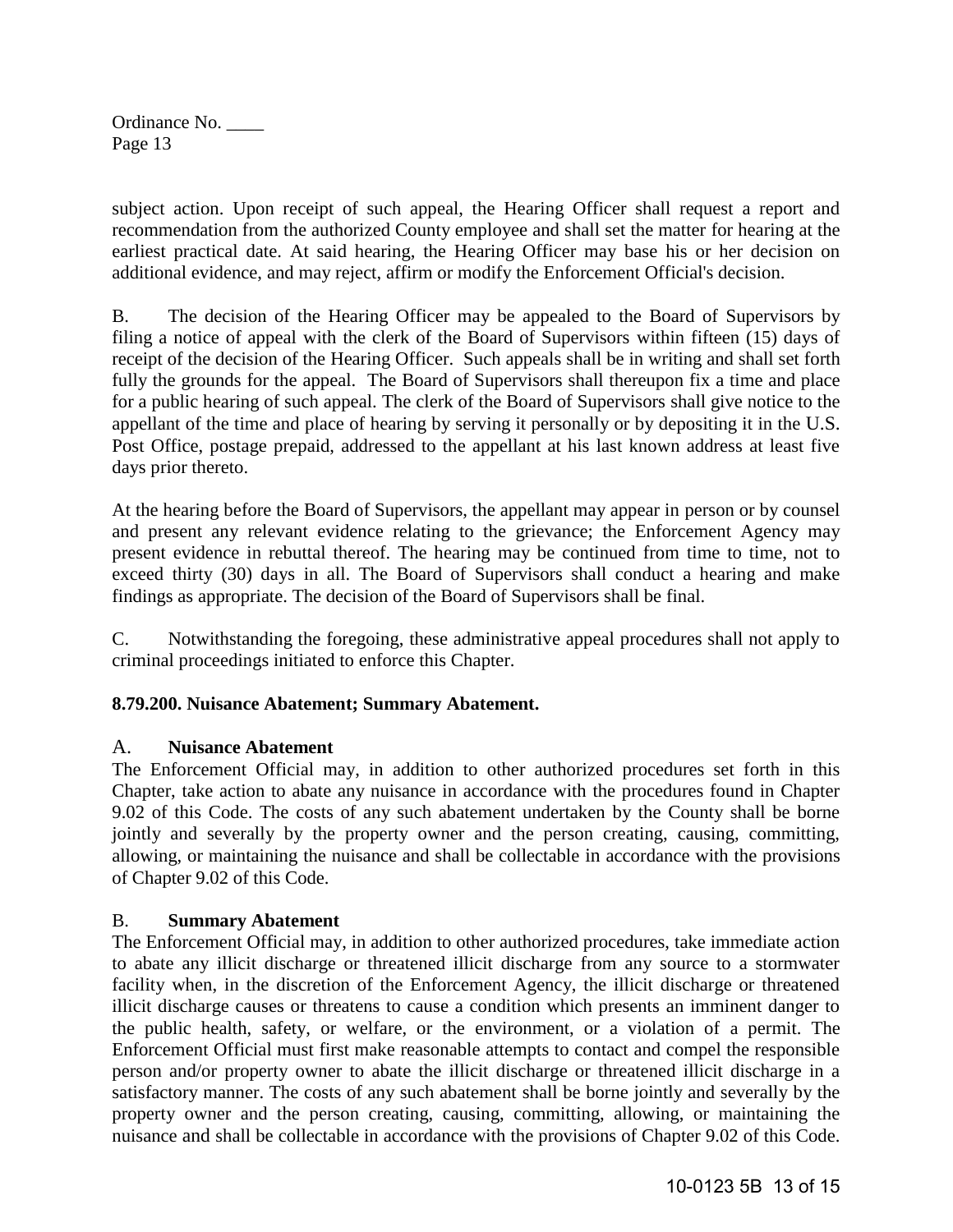subject action. Upon receipt of such appeal, the Hearing Officer shall request a report and recommendation from the authorized County employee and shall set the matter for hearing at the earliest practical date. At said hearing, the Hearing Officer may base his or her decision on additional evidence, and may reject, affirm or modify the Enforcement Official's decision.

B. The decision of the Hearing Officer may be appealed to the Board of Supervisors by filing a notice of appeal with the clerk of the Board of Supervisors within fifteen (15) days of receipt of the decision of the Hearing Officer. Such appeals shall be in writing and shall set forth fully the grounds for the appeal. The Board of Supervisors shall thereupon fix a time and place for a public hearing of such appeal. The clerk of the Board of Supervisors shall give notice to the appellant of the time and place of hearing by serving it personally or by depositing it in the U.S. Post Office, postage prepaid, addressed to the appellant at his last known address at least five days prior thereto.

At the hearing before the Board of Supervisors, the appellant may appear in person or by counsel and present any relevant evidence relating to the grievance; the Enforcement Agency may present evidence in rebuttal thereof. The hearing may be continued from time to time, not to exceed thirty (30) days in all. The Board of Supervisors shall conduct a hearing and make findings as appropriate. The decision of the Board of Supervisors shall be final.

C. Notwithstanding the foregoing, these administrative appeal procedures shall not apply to criminal proceedings initiated to enforce this Chapter.

**8.79.200. Nuisance Abatement; Summary Abatement.**

A. **Nuisance Abatement**
The Enforcement Official may, in addition to other authorized procedures set forth in this Chapter, take action to abate any nuisance in accordance with the procedures found in Chapter 9.02 of this Code. The costs of any such abatement undertaken by the County shall be borne jointly and severally by the property owner and the person creating, causing, committing, allowing, or maintaining the nuisance and shall be collectable in accordance with the provisions of Chapter 9.02 of this Code.

B. **Summary Abatement**
The Enforcement Official may, in addition to other authorized procedures, take immediate action to abate any illicit discharge or threatened illicit discharge from any source to a stormwater facility when, in the discretion of the Enforcement Agency, the illicit discharge or threatened illicit discharge causes or threatens to cause a condition which presents an imminent danger to the public health, safety, or welfare, or the environment, or a violation of a permit. The Enforcement Official must first make reasonable attempts to contact and compel the responsible person and/or property owner to abate the illicit discharge or threatened illicit discharge in a satisfactory manner. The costs of any such abatement shall be borne jointly and severally by the property owner and the person creating, causing, committing, allowing, or maintaining the nuisance and shall be collectable in accordance with the provisions of Chapter 9.02 of this Code.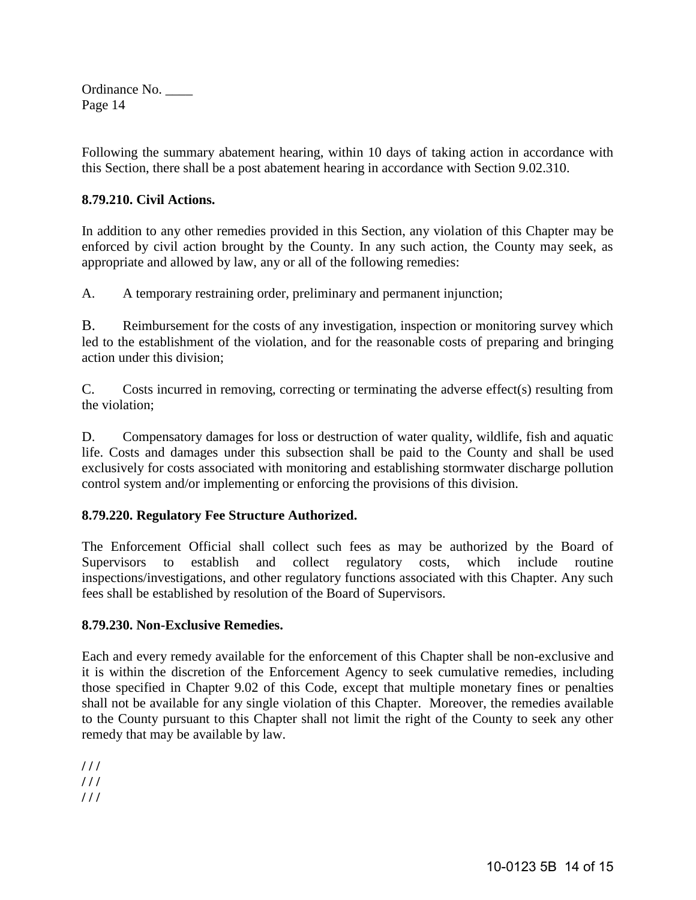Following the summary abatement hearing, within 10 days of taking action in accordance with this Section, there shall be a post abatement hearing in accordance with Section 9.02.310.

**8.79.210. Civil Actions.**

In addition to any other remedies provided in this Section, any violation of this Chapter may be enforced by civil action brought by the County. In any such action, the County may seek, as appropriate and allowed by law, any or all of the following remedies:

A. A temporary restraining order, preliminary and permanent injunction;

B. Reimbursement for the costs of any investigation, inspection or monitoring survey which led to the establishment of the violation, and for the reasonable costs of preparing and bringing action under this division;

C. Costs incurred in removing, correcting or terminating the adverse effect(s) resulting from the violation;

D. Compensatory damages for loss or destruction of water quality, wildlife, fish and aquatic life. Costs and damages under this subsection shall be paid to the County and shall be used exclusively for costs associated with monitoring and establishing stormwater discharge pollution control system and/or implementing or enforcing the provisions of this division.

**8.79.220. Regulatory Fee Structure Authorized.**

The Enforcement Official shall collect such fees as may be authorized by the Board of Supervisors to establish and collect regulatory costs, which include routine inspections/investigations, and other regulatory functions associated with this Chapter. Any such fees shall be established by resolution of the Board of Supervisors.

**8.79.230. Non-Exclusive Remedies.**

Each and every remedy available for the enforcement of this Chapter shall be non-exclusive and it is within the discretion of the Enforcement Agency to seek cumulative remedies, including those specified in Chapter 9.02 of this Code, except that multiple monetary fines or penalties shall not be available for any single violation of this Chapter. Moreover, the remedies available to the County pursuant to this Chapter shall not limit the right of the County to seek any other remedy that may be available by law.

/ / /
/ / /
/ / /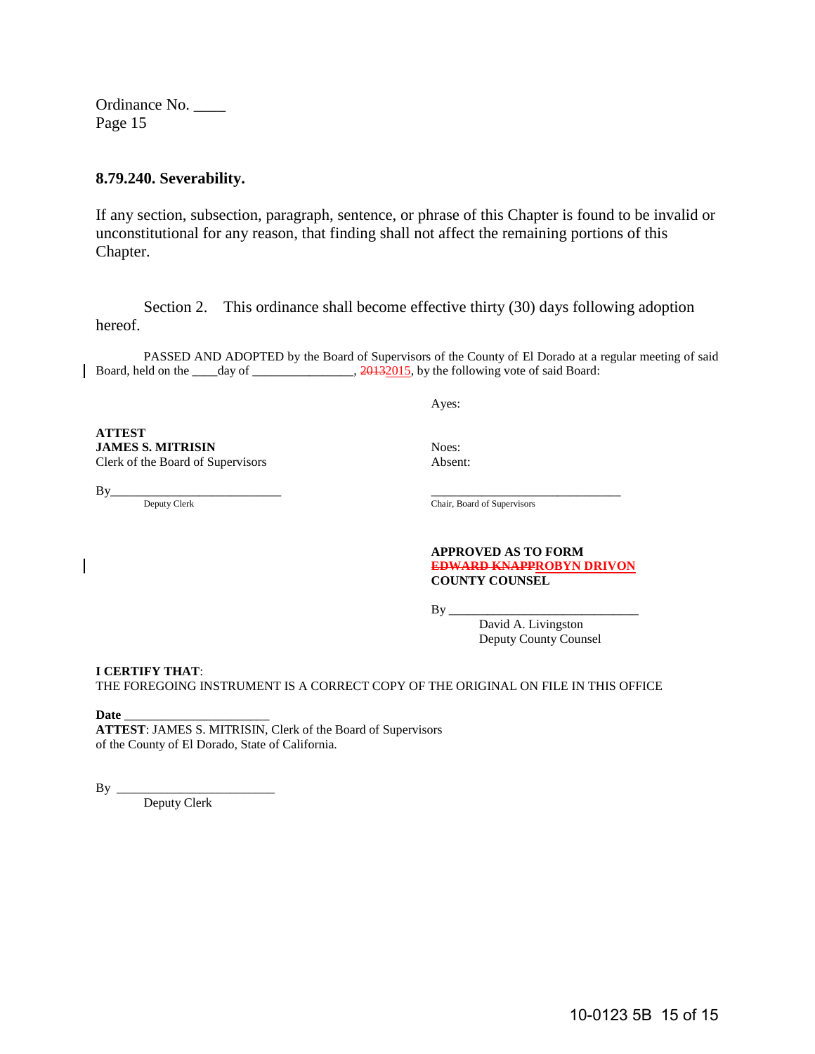Ordinance No. ____
Page 15

### 8.79.240. Severability.

If any section, subsection, paragraph, sentence, or phrase of this Chapter is found to be invalid or unconstitutional for any reason, that finding shall not affect the remaining portions of this Chapter.

Section 2. This ordinance shall become effective thirty (30) days following adoption hereof.

PASSED AND ADOPTED by the Board of Supervisors of the County of El Dorado at a regular meeting of said Board, held on the ____day of ________________, ~~2013~~2015, by the following vote of said Board:

Ayes:

Noes:
Absent:

**ATTEST**
**JAMES S. MITRISIN**
Clerk of the Board of Supervisors

By___________________________
Deputy Clerk

_______________________________
Chair, Board of Supervisors

**APPROVED AS TO FORM**
**~~EDWARD KNAPP~~ROBYN DRIVON**
**COUNTY COUNSEL**

By _______________________________
David A. Livingston
Deputy County Counsel

**I CERTIFY THAT**:
THE FOREGOING INSTRUMENT IS A CORRECT COPY OF THE ORIGINAL ON FILE IN THIS OFFICE

**Date** _______________________
**ATTEST**: JAMES S. MITRISIN, Clerk of the Board of Supervisors
of the County of El Dorado, State of California.

By _________________________
Deputy Clerk